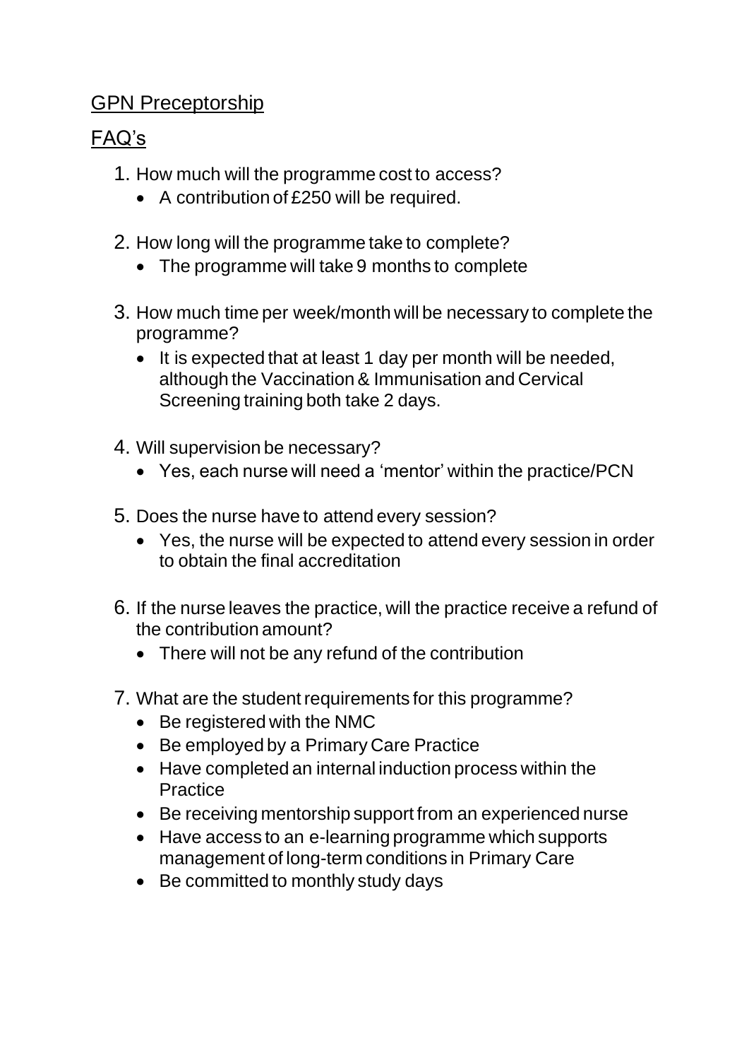## GPN Preceptorship

## FAQ's

1. How much will the programme cost to access?
   - A contribution of £250 will be required.

2. How long will the programme take to complete?
   - The programme will take 9 months to complete

3. How much time per week/month will be necessary to complete the programme?
   - It is expected that at least 1 day per month will be needed, although the Vaccination & Immunisation and Cervical Screening training both take 2 days.

4. Will supervision be necessary?
   - Yes, each nurse will need a 'mentor' within the practice/PCN

5. Does the nurse have to attend every session?
   - Yes, the nurse will be expected to attend every session in order to obtain the final accreditation

6. If the nurse leaves the practice, will the practice receive a refund of the contribution amount?
   - There will not be any refund of the contribution

7. What are the student requirements for this programme?
   - Be registered with the NMC
   - Be employed by a Primary Care Practice
   - Have completed an internal induction process within the Practice
   - Be receiving mentorship support from an experienced nurse
   - Have access to an e-learning programme which supports management of long-term conditions in Primary Care
   - Be committed to monthly study days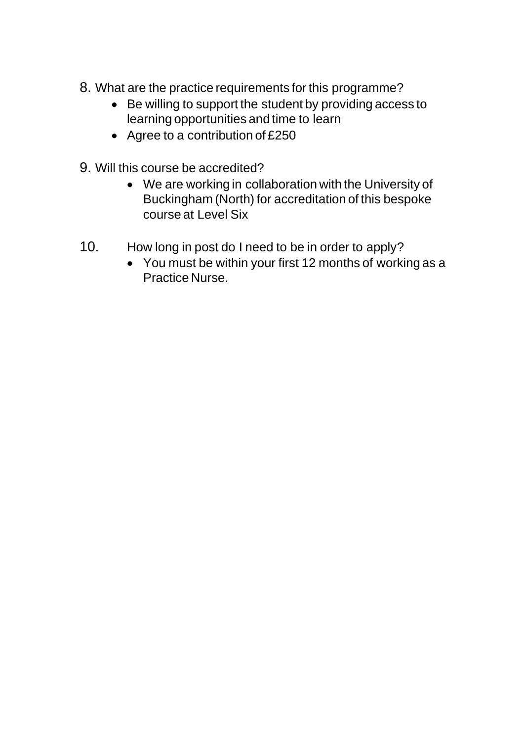8. What are the practice requirements for this programme?
    - Be willing to support the student by providing access to learning opportunities and time to learn
    - Agree to a contribution of £250

9. Will this course be accredited?
    - We are working in collaboration with the University of Buckingham (North) for accreditation of this bespoke course at Level Six

10. How long in post do I need to be in order to apply?
    - You must be within your first 12 months of working as a Practice Nurse.